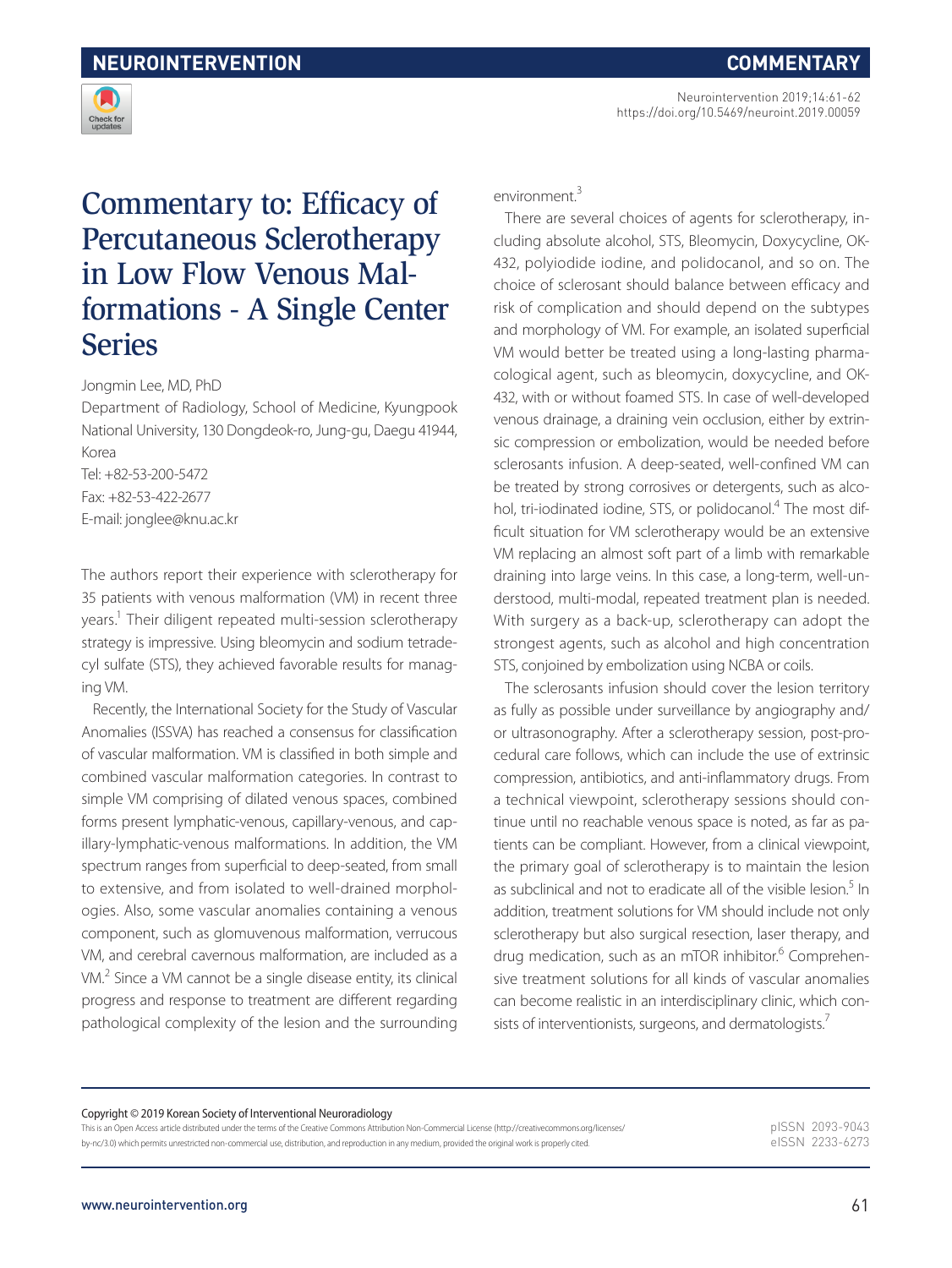# Commentary to: Efficacy of Percutaneous Sclerotherapy in Low Flow Venous Malformations - A Single Center Series

Jongmin Lee, MD, PhD

Department of Radiology, School of Medicine, Kyungpook National University, 130 Dongdeok-ro, Jung-gu, Daegu 41944, Korea

Tel: +82-53-200-5472

Fax: +82-53-422-2677

E-mail: jonglee@knu.ac.kr

The authors report their experience with sclerotherapy for 35 patients with venous malformation (VM) in recent three years.[1] Their diligent repeated multi-session sclerotherapy strategy is impressive. Using bleomycin and sodium tetradecyl sulfate (STS), they achieved favorable results for managing VM.

Recently, the International Society for the Study of Vascular Anomalies (ISSVA) has reached a consensus for classification of vascular malformation. VM is classified in both simple and combined vascular malformation categories. In contrast to simple VM comprising of dilated venous spaces, combined forms present lymphatic-venous, capillary-venous, and capillary-lymphatic-venous malformations. In addition, the VM spectrum ranges from superficial to deep-seated, from small to extensive, and from isolated to well-drained morphologies. Also, some vascular anomalies containing a venous component, such as glomuvenous malformation, verrucous VM, and cerebral cavernous malformation, are included as a VM.[2] Since a VM cannot be a single disease entity, its clinical progress and response to treatment are different regarding pathological complexity of the lesion and the surrounding environment.[3]

There are several choices of agents for sclerotherapy, including absolute alcohol, STS, Bleomycin, Doxycycline, OK-432, polyiodide iodine, and polidocanol, and so on. The choice of sclerosant should balance between efficacy and risk of complication and should depend on the subtypes and morphology of VM. For example, an isolated superficial VM would better be treated using a long-lasting pharmacological agent, such as bleomycin, doxycycline, and OK-432, with or without foamed STS. In case of well-developed venous drainage, a draining vein occlusion, either by extrinsic compression or embolization, would be needed before sclerosants infusion. A deep-seated, well-confined VM can be treated by strong corrosives or detergents, such as alcohol, tri-iodinated iodine, STS, or polidocanol.[4] The most difficult situation for VM sclerotherapy would be an extensive VM replacing an almost soft part of a limb with remarkable draining into large veins. In this case, a long-term, well-understood, multi-modal, repeated treatment plan is needed. With surgery as a back-up, sclerotherapy can adopt the strongest agents, such as alcohol and high concentration STS, conjoined by embolization using NCBA or coils.

The sclerosants infusion should cover the lesion territory as fully as possible under surveillance by angiography and/or ultrasonography. After a sclerotherapy session, post-procedural care follows, which can include the use of extrinsic compression, antibiotics, and anti-inflammatory drugs. From a technical viewpoint, sclerotherapy sessions should continue until no reachable venous space is noted, as far as patients can be compliant. However, from a clinical viewpoint, the primary goal of sclerotherapy is to maintain the lesion as subclinical and not to eradicate all of the visible lesion.[5] In addition, treatment solutions for VM should include not only sclerotherapy but also surgical resection, laser therapy, and drug medication, such as an mTOR inhibitor.[6] Comprehensive treatment solutions for all kinds of vascular anomalies can become realistic in an interdisciplinary clinic, which consists of interventionists, surgeons, and dermatologists.[7]

Copyright © 2019 Korean Society of Interventional Neuroradiology

This is an Open Access article distributed under the terms of the Creative Commons Attribution Non-Commercial License (http://creativecommons.org/licenses/by-nc/3.0) which permits unrestricted non-commercial use, distribution, and reproduction in any medium, provided the original work is properly cited.

pISSN 2093-9043
eISSN 2233-6273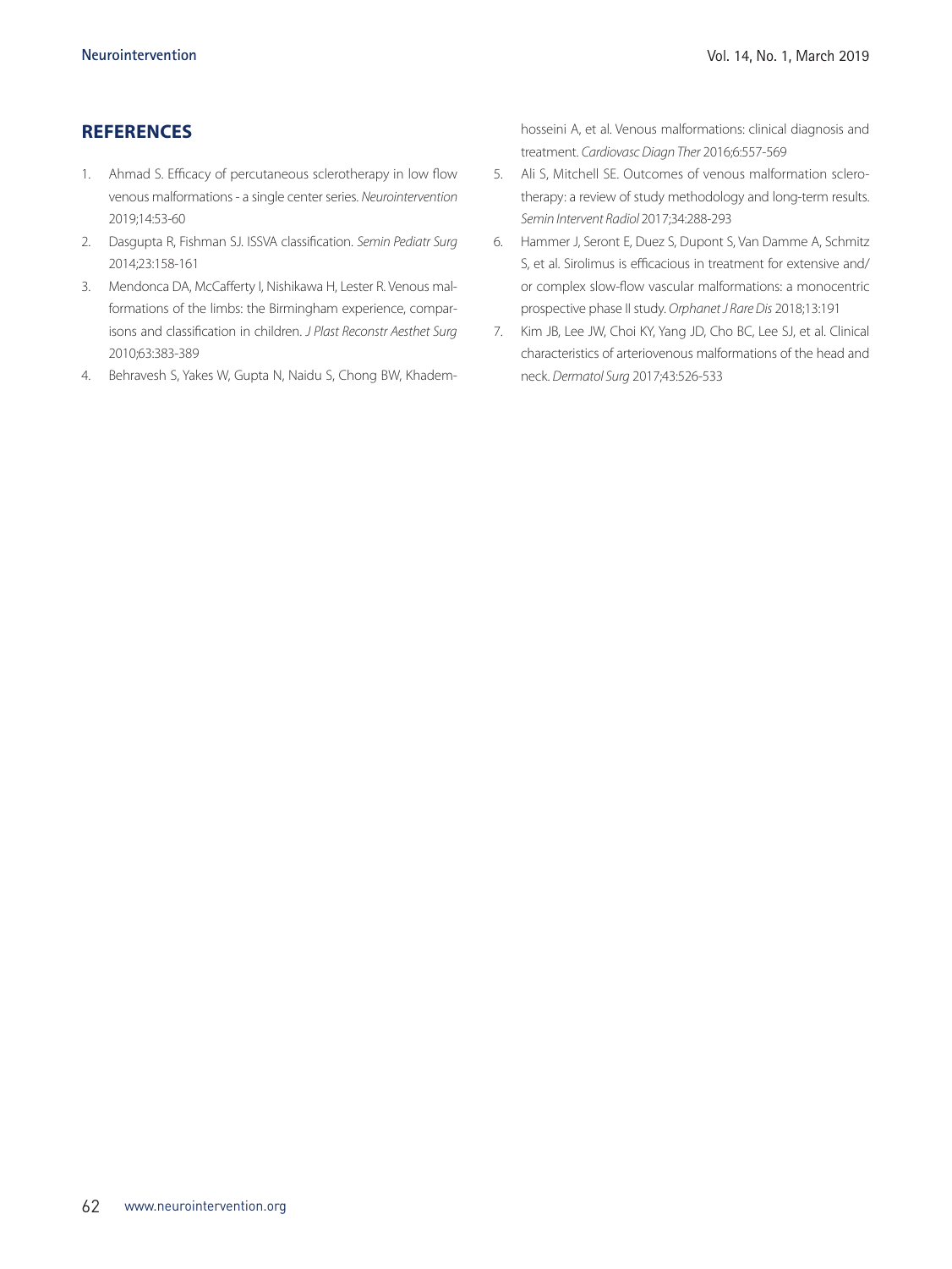## REFERENCES

1. Ahmad S. Efficacy of percutaneous sclerotherapy in low flow venous malformations - a single center series. *Neurointervention* 2019;14:53-60
2. Dasgupta R, Fishman SJ. ISSVA classification. *Semin Pediatr Surg* 2014;23:158-161
3. Mendonca DA, McCafferty I, Nishikawa H, Lester R. Venous malformations of the limbs: the Birmingham experience, comparisons and classification in children. *J Plast Reconstr Aesthet Surg* 2010;63:383-389
4. Behravesh S, Yakes W, Gupta N, Naidu S, Chong BW, Khademhosseini A, et al. Venous malformations: clinical diagnosis and treatment. *Cardiovasc Diagn Ther* 2016;6:557-569
5. Ali S, Mitchell SE. Outcomes of venous malformation sclerotherapy: a review of study methodology and long-term results. *Semin Intervent Radiol* 2017;34:288-293
6. Hammer J, Seront E, Duez S, Dupont S, Van Damme A, Schmitz S, et al. Sirolimus is efficacious in treatment for extensive and/or complex slow-flow vascular malformations: a monocentric prospective phase II study. *Orphanet J Rare Dis* 2018;13:191
7. Kim JB, Lee JW, Choi KY, Yang JD, Cho BC, Lee SJ, et al. Clinical characteristics of arteriovenous malformations of the head and neck. *Dermatol Surg* 2017;43:526-533